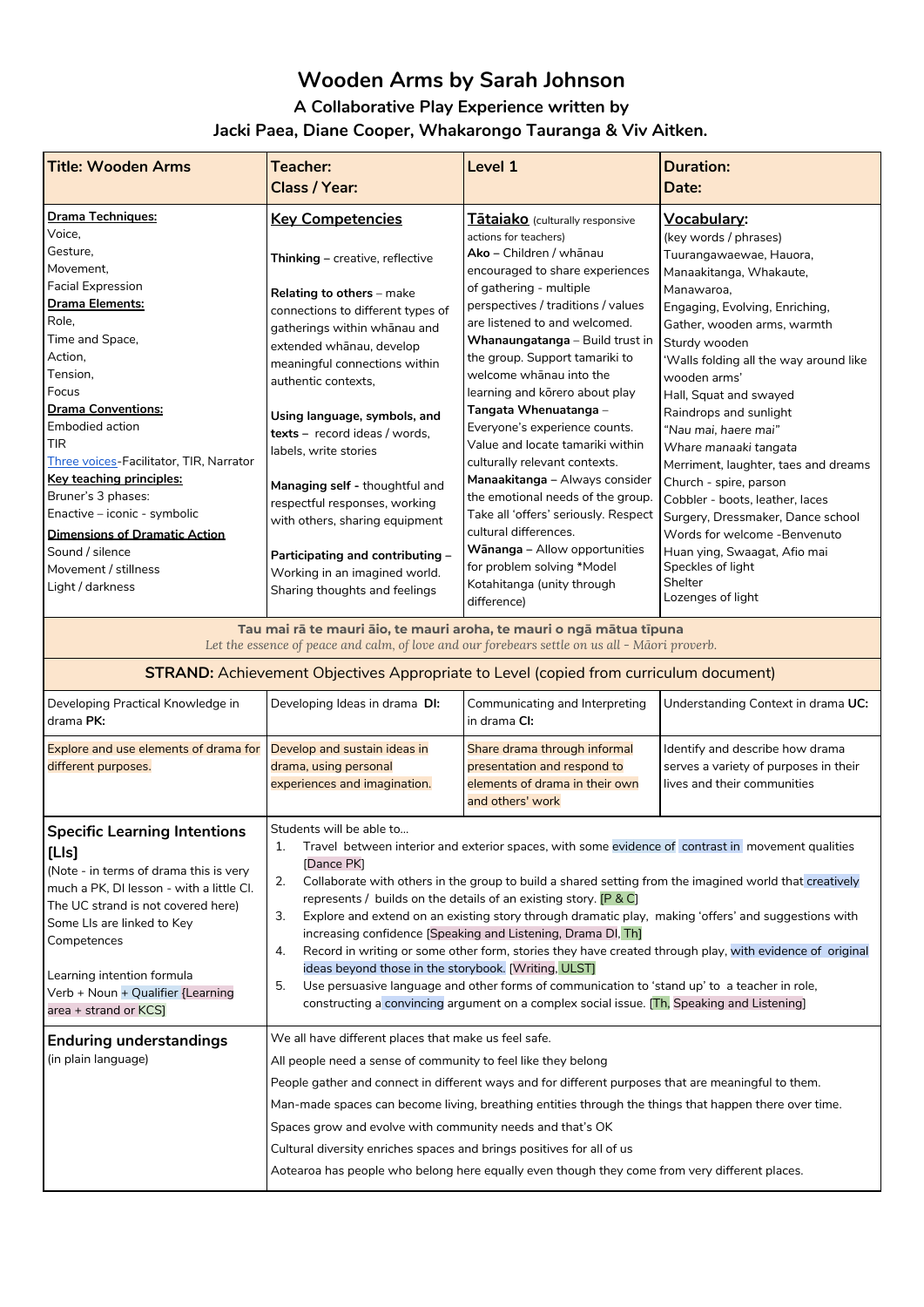# Wooden Arms by Sarah Johnson

## A Collaborative Play Experience written by

## Jacki Paea, Diane Cooper, Whakarongo Tauranga & Viv Aitken.

| **Title: Wooden Arms** | **Teacher:**<br>**Class / Year:** | **Level 1** | **Duration:**<br>**Date:** |
|---|---|---|---|
| **Drama Techniques:**<br>Voice,<br>Gesture,<br>Movement,<br>Facial Expression<br>**Drama Elements:**<br>Role,<br>Time and Space,<br>Action,<br>Tension,<br>Focus<br>**Drama Conventions:**<br>Embodied action<br>TIR<br>Three voices-Facilitator, TIR, Narrator<br>**Key teaching principles:**<br>Bruner's 3 phases:<br>Enactive – iconic - symbolic<br>**Dimensions of Dramatic Action**<br>Sound / silence<br>Movement / stillness<br>Light / darkness | **Key Competencies**<br><br>**Thinking** – creative, reflective<br><br>**Relating to others** – make connections to different types of gatherings within whānau and extended whānau, develop meaningful connections within authentic contexts,<br><br>**Using language, symbols, and texts** – record ideas / words, labels, write stories<br><br>**Managing self** - thoughtful and respectful responses, working with others, sharing equipment<br><br>**Participating and contributing** – Working in an imagined world. Sharing thoughts and feelings | **Tātaiako** (culturally responsive actions for teachers)<br>**Ako** – Children / whānau encouraged to share experiences of gathering - multiple perspectives / traditions / values are listened to and welcomed.<br>**Whanaungatanga** – Build trust in the group. Support tamariki to welcome whānau into the learning and kōrero about play<br>**Tangata Whenuatanga** – Everyone's experience counts. Value and locate tamariki within culturally relevant contexts.<br>**Manaakitanga** – Always consider the emotional needs of the group. Take all 'offers' seriously. Respect cultural differences.<br>**Wānanga** – Allow opportunities for problem solving *Model Kotahitanga (unity through difference) | **Vocabulary:**<br>(key words / phrases)<br>Tuurangawaewae, Hauora, Manaakitanga, Whakaute, Manawaroa,<br>Engaging, Evolving, Enriching,<br>Gather, wooden arms, warmth<br>Sturdy wooden<br>'Walls folding all the way around like wooden arms'<br>Hall, Squat and swayed<br>Raindrops and sunlight<br>*"Nau mai, haere mai"*<br>*Whare manaaki tangata*<br>Merriment, laughter, taes and dreams<br>Church - spire, parson<br>Cobbler - boots, leather, laces<br>Surgery, Dressmaker, Dance school<br>Words for welcome -Benvenuto<br>Huan ying, Swaagat, Afio mai<br>Speckles of light<br>Shelter<br>Lozenges of light |
| **Tau mai rā te mauri āio, te mauri aroha, te mauri o ngā mātua tīpuna**<br>*Let the essence of peace and calm, of love and our forebears settle on us all - Māori proverb.* | | | |
| **STRAND:** Achievement Objectives Appropriate to Level (copied from curriculum document) | | | |
| Developing Practical Knowledge in drama **PK:** | Developing Ideas in drama **DI:** | Communicating and Interpreting in drama **CI:** | Understanding Context in drama **UC:** |
| Explore and use elements of drama for different purposes. | Develop and sustain ideas in drama, using personal experiences and imagination. | Share drama through informal presentation and respond to elements of drama in their own and others' work | Identify and describe how drama serves a variety of purposes in their lives and their communities |
| **Specific Learning Intentions [LIs]**<br>(Note - in terms of drama this is very much a PK, DI lesson - with a little CI. The UC strand is not covered here)<br>Some LIs are linked to Key Competences<br><br>Learning intention formula<br>Verb + Noun + Qualifier {Learning area + strand or KCS] | Students will be able to...<br>1. Travel between interior and exterior spaces, with some evidence of contrast in movement qualities [Dance PK]<br>2. Collaborate with others in the group to build a shared setting from the imagined world that creatively represents / builds on the details of an existing story. [P & C]<br>3. Explore and extend on an existing story through dramatic play, making 'offers' and suggestions with increasing confidence [Speaking and Listening, Drama DI, Th]<br>4. Record in writing or some other form, stories they have created through play, with evidence of original ideas beyond those in the storybook. [Writing, ULST]<br>5. Use persuasive language and other forms of communication to 'stand up' to a teacher in role, constructing a convincing argument on a complex social issue. [Th, Speaking and Listening] | | |
| **Enduring understandings**<br>(in plain language) | We all have different places that make us feel safe.<br>All people need a sense of community to feel like they belong<br>People gather and connect in different ways and for different purposes that are meaningful to them.<br>Man-made spaces can become living, breathing entities through the things that happen there over time.<br>Spaces grow and evolve with community needs and that's OK<br>Cultural diversity enriches spaces and brings positives for all of us<br>Aotearoa has people who belong here equally even though they come from very different places. | | |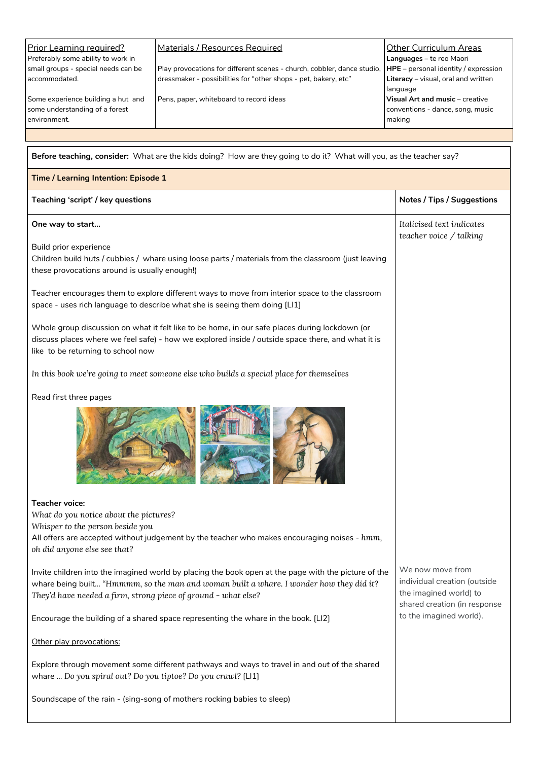| Prior Learning required? | Materials / Resources Required | Other Curriculum Areas |
|---|---|---|
| Preferably some ability to work in small groups - special needs can be accommodated.<br><br>Some experience building a hut and some understanding of a forest environment. | Play provocations for different scenes - church, cobbler, dance studio, dressmaker - possibilities for "other shops - pet, bakery, etc"<br><br>Pens, paper, whiteboard to record ideas | **Languages** – te reo Maori<br>**HPE** – personal identity / expression<br>**Literacy** – visual, oral and written language<br>**Visual Art and music** – creative conventions - dance, song, music making |

**Before teaching, consider:** What are the kids doing? How are they going to do it? What will you, as the teacher say?

**Time / Learning Intention: Episode 1**

| Teaching 'script' / key questions | Notes / Tips / Suggestions |
|---|---|
| **One way to start…**<br><br>Build prior experience<br>Children build huts / cubbies / whare using loose parts / materials from the classroom (just leaving these provocations around is usually enough!)<br><br>Teacher encourages them to explore different ways to move from interior space to the classroom space - uses rich language to describe what she is seeing them doing [LI1]<br><br>Whole group discussion on what it felt like to be home, in our safe places during lockdown (or discuss places where we feel safe) - how we explored inside / outside space there, and what it is like to be returning to school now<br><br>*In this book we're going to meet someone else who builds a special place for themselves*<br><br>Read first three pages<br><br>**Teacher voice:**<br>*What do you notice about the pictures?*<br>*Whisper to the person beside you*<br>All offers are accepted without judgement by the teacher who makes encouraging noises - *hmm, oh did anyone else see that?*<br><br>Invite children into the imagined world by placing the book open at the page with the picture of the whare being built… *"Hmmmm, so the man and woman built a whare. I wonder how they did it? They'd have needed a firm, strong piece of ground - what else?*<br><br>Encourage the building of a shared space representing the whare in the book. [LI2]<br><br><u>Other play provocations:</u><br><br>Explore through movement some different pathways and ways to travel in and out of the shared whare … *Do you spiral out? Do you tiptoe? Do you crawl?* [LI1]<br><br>Soundscape of the rain - (sing-song of mothers rocking babies to sleep) | *Italicised text indicates teacher voice / talking*<br><br>We now move from individual creation (outside the imagined world) to shared creation (in response to the imagined world). |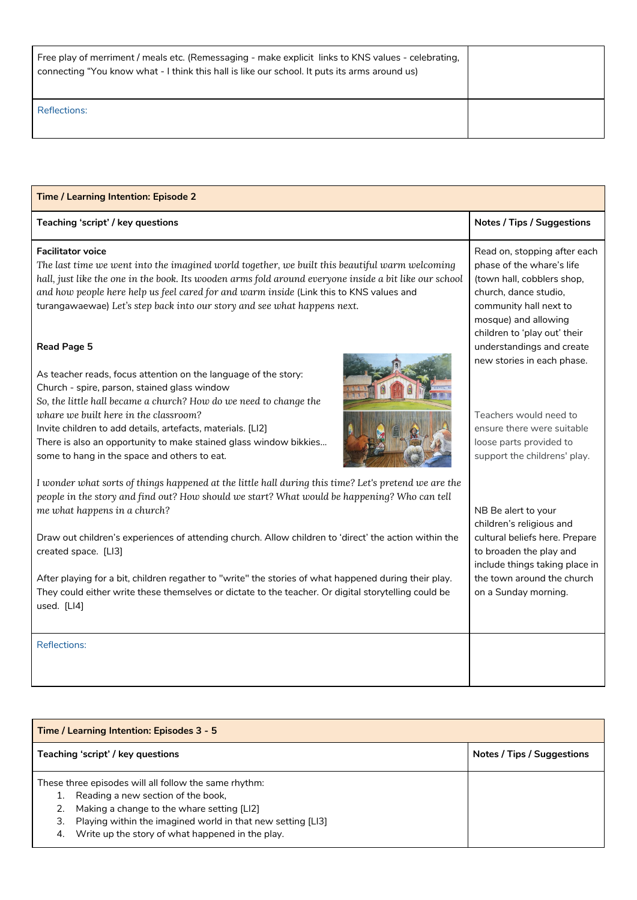| | |
|---|---|
| Free play of merriment / meals etc. (Remessaging - make explicit links to KNS values - celebrating, connecting "You know what - I think this hall is like our school. It puts its arms around us) | |
| Reflections: | |

| Time / Learning Intention: Episode 2 | |
|---|---|
| **Teaching 'script' / key questions** | **Notes / Tips / Suggestions** |
| **Facilitator voice**<br>*The last time we went into the imagined world together, we built this beautiful warm welcoming hall, just like the one in the book. Its wooden arms fold around everyone inside a bit like our school and how people here help us feel cared for and warm inside* (Link this to KNS values and turangawaewae) *Let's step back into our story and see what happens next.*<br><br>**Read Page 5**<br><br>As teacher reads, focus attention on the language of the story:<br>Church - spire, parson, stained glass window<br>*So, the little hall became a church? How do we need to change the whare we built here in the classroom?*<br>Invite children to add details, artefacts, materials. [LI2]<br>There is also an opportunity to make stained glass window bikkies… some to hang in the space and others to eat.<br><br>*I wonder what sorts of things happened at the little hall during this time? Let's pretend we are the people in the story and find out? How should we start? What would be happening? Who can tell me what happens in a church?*<br><br>Draw out children's experiences of attending church. Allow children to 'direct' the action within the created space. [LI3]<br><br>After playing for a bit, children regather to "write" the stories of what happened during their play. They could either write these themselves or dictate to the teacher. Or digital storytelling could be used. [LI4] | Read on, stopping after each phase of the whare's life (town hall, cobblers shop, church, dance studio, community hall next to mosque) and allowing children to 'play out' their understandings and create new stories in each phase.<br><br>Teachers would need to ensure there were suitable loose parts provided to support the childrens' play.<br><br>NB Be alert to your children's religious and cultural beliefs here. Prepare to broaden the play and include things taking place in the town around the church on a Sunday morning. |
| Reflections: | |

| Time / Learning Intention: Episodes 3 - 5 | |
|---|---|
| **Teaching 'script' / key questions** | **Notes / Tips / Suggestions** |
| These three episodes will all follow the same rhythm:<br>1. Reading a new section of the book,<br>2. Making a change to the whare setting [LI2]<br>3. Playing within the imagined world in that new setting [LI3]<br>4. Write up the story of what happened in the play. | |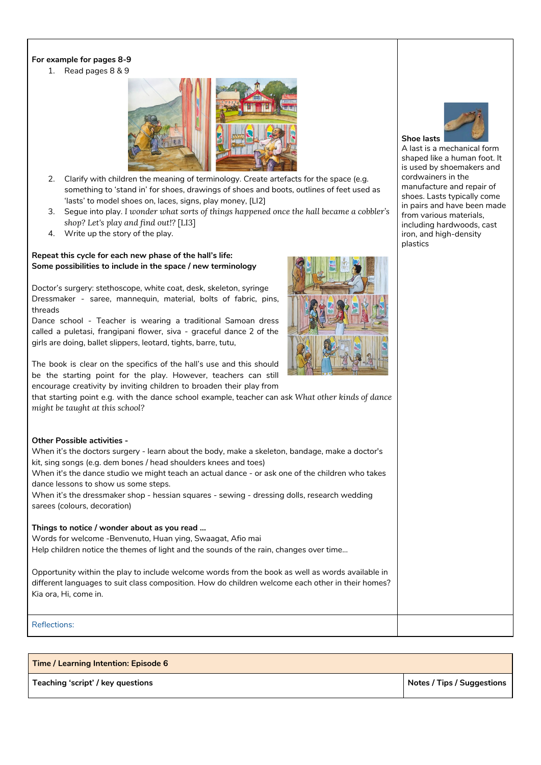| | |
|---|---|
| **For example for pages 8-9**<br>1. Read pages 8 & 9<br>2. Clarify with children the meaning of terminology. Create artefacts for the space (e.g. something to 'stand in' for shoes, drawings of shoes and boots, outlines of feet used as 'lasts' to model shoes on, laces, signs, play money, [LI2]<br>3. Segue into play. *I wonder what sorts of things happened once the hall became a cobbler's shop? Let's play and find out!?* [LI3]<br>4. Write up the story of the play.<br><br>**Repeat this cycle for each new phase of the hall's life:**<br>**Some possibilities to include in the space / new terminology**<br><br>Doctor's surgery: stethoscope, white coat, desk, skeleton, syringe<br>Dressmaker - saree, mannequin, material, bolts of fabric, pins, threads<br>Dance school - Teacher is wearing a traditional Samoan dress called a puletasi, frangipani flower, siva - graceful dance 2 of the girls are doing, ballet slippers, leotard, tights, barre, tutu,<br><br>The book is clear on the specifics of the hall's use and this should be the starting point for the play. However, teachers can still encourage creativity by inviting children to broaden their play from that starting point e.g. with the dance school example, teacher can ask *What other kinds of dance might be taught at this school?*<br><br>**Other Possible activities -**<br>When it's the doctors surgery - learn about the body, make a skeleton, bandage, make a doctor's kit, sing songs (e.g. dem bones / head shoulders knees and toes)<br>When it's the dance studio we might teach an actual dance - or ask one of the children who takes dance lessons to show us some steps.<br>When it's the dressmaker shop - hessian squares - sewing - dressing dolls, research wedding sarees (colours, decoration)<br><br>**Things to notice / wonder about as you read ...**<br>Words for welcome -Benvenuto, Huan ying, Swaagat, Afio mai<br>Help children notice the themes of light and the sounds of the rain, changes over time...<br><br>Opportunity within the play to include welcome words from the book as well as words available in different languages to suit class composition. How do children welcome each other in their homes? Kia ora, Hi, come in. | **Shoe lasts**<br>A last is a mechanical form shaped like a human foot. It is used by shoemakers and cordwainers in the manufacture and repair of shoes. Lasts typically come in pairs and have been made from various materials, including hardwoods, cast iron, and high-density plastics |
| Reflections: | |

| **Time / Learning Intention: Episode 6** | |
|---|---|
| **Teaching 'script' / key questions** | **Notes / Tips / Suggestions** |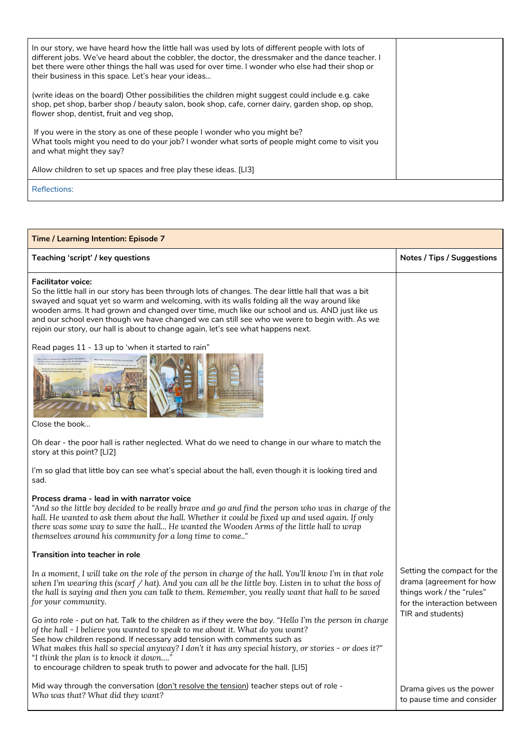| | |
|---|---|
| In our story, we have heard how the little hall was used by lots of different people with lots of different jobs. We've heard about the cobbler, the doctor, the dressmaker and the dance teacher. I bet there were other things the hall was used for over time. I wonder who else had their shop or their business in this space. Let's hear your ideas…<br><br>(write ideas on the board) Other possibilities the children might suggest could include e.g. cake shop, pet shop, barber shop / beauty salon, book shop, cafe, corner dairy, garden shop, op shop, flower shop, dentist, fruit and veg shop,<br><br>If you were in the story as one of these people I wonder who you might be?<br>What tools might you need to do your job? I wonder what sorts of people might come to visit you and what might they say?<br><br>Allow children to set up spaces and free play these ideas. [LI3] | |
| Reflections: | |

| **Time / Learning Intention: Episode 7** | |
|---|---|
| **Teaching 'script' / key questions** | **Notes / Tips / Suggestions** |
| **Facilitator voice:**<br>So the little hall in our story has been through lots of changes. The dear little hall that was a bit swayed and squat yet so warm and welcoming, with its walls folding all the way around like wooden arms. It had grown and changed over time, much like our school and us. AND just like us and our school even though we have changed we can still see who we were to begin with. As we rejoin our story, our hall is about to change again, let's see what happens next.<br><br>Read pages 11 - 13 up to 'when it started to rain"<br><br>Close the book…<br><br>Oh dear - the poor hall is rather neglected. What do we need to change in our whare to match the story at this point? [LI2]<br><br>I'm so glad that little boy can see what's special about the hall, even though it is looking tired and sad.<br><br>**Process drama - lead in with narrator voice**<br>*"And so the little boy decided to be really brave and go and find the person who was in charge of the hall. He wanted to ask them about the hall. Whether it could be fixed up and used again. If only there was some way to save the hall... He wanted the Wooden Arms of the little hall to wrap themselves around his community for a long time to come.."*<br><br>**Transition into teacher in role**<br><br>*In a moment, I will take on the role of the person in charge of the hall. You'll know I'm in that role when I'm wearing this (scarf / hat). And you can all be the little boy. Listen in to what the boss of the hall is saying and then you can talk to them. Remember, you really want that hall to be saved for your community.*<br><br>Go into role - put on hat. Talk to the children as if they were the boy. *"Hello I'm the person in charge of the hall - I believe you wanted to speak to me about it. What do you want?*<br>See how children respond. If necessary add tension with comments such as<br>*What makes this hall so special anyway? I don't it has any special history, or stories - or does it?"*<br>*"I think the plan is to knock it down…."*<br>to encourage children to speak truth to power and advocate for the hall. [LI5]<br><br>Mid way through the conversation (<u>don't resolve the tension</u>) teacher steps out of role -<br>*Who was that? What did they want?* | Setting the compact for the drama (agreement for how things work / the "rules" for the interaction between TIR and students)<br><br>Drama gives us the power to pause time and consider |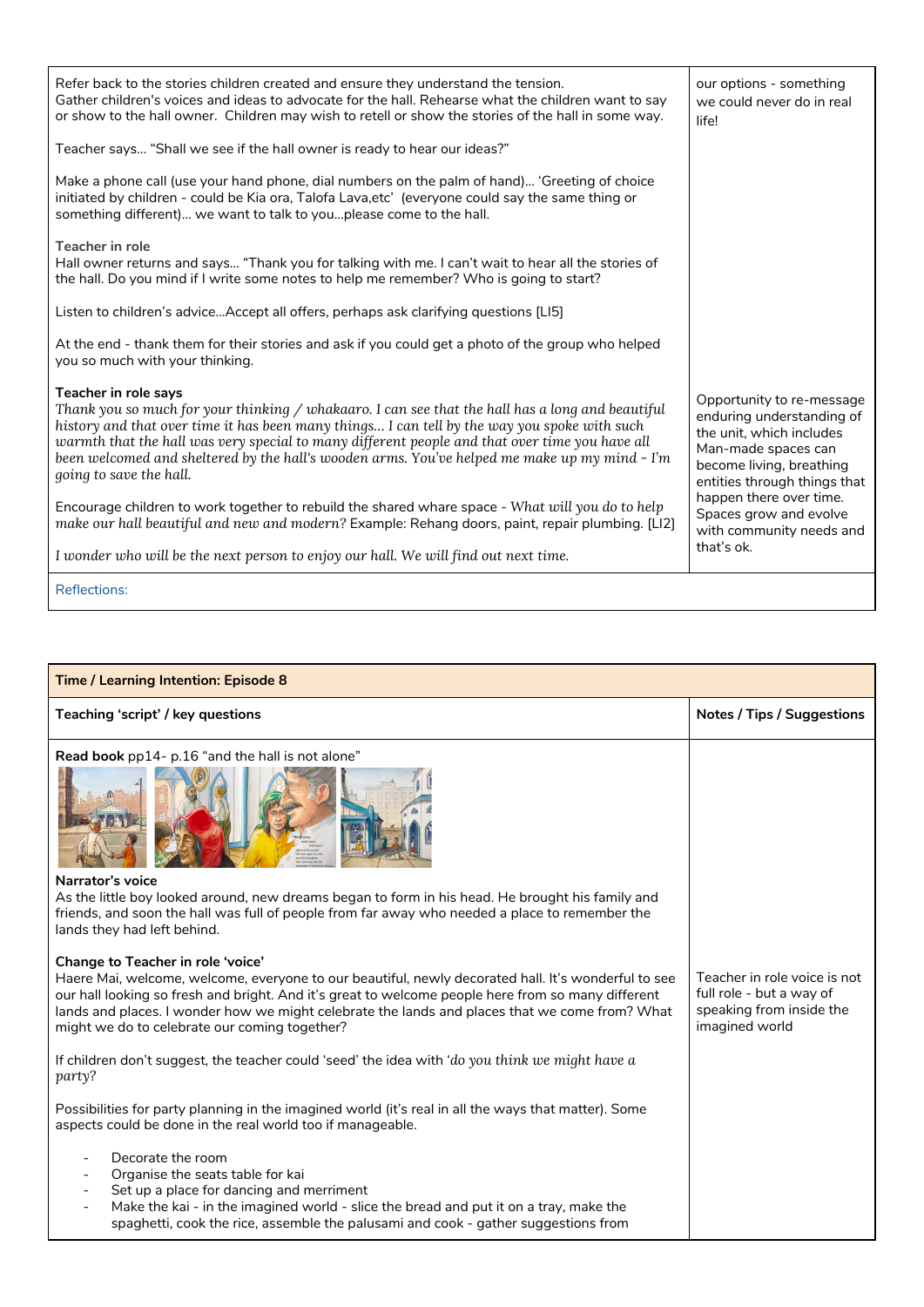| | |
|---|---|
| Refer back to the stories children created and ensure they understand the tension.<br>Gather children's voices and ideas to advocate for the hall. Rehearse what the children want to say or show to the hall owner. Children may wish to retell or show the stories of the hall in some way.<br><br>Teacher says… "Shall we see if the hall owner is ready to hear our ideas?"<br><br>Make a phone call (use your hand phone, dial numbers on the palm of hand)… 'Greeting of choice initiated by children - could be Kia ora, Talofa Lava,etc' (everyone could say the same thing or something different)… we want to talk to you…please come to the hall.<br><br>**Teacher in role**<br>Hall owner returns and says… "Thank you for talking with me. I can't wait to hear all the stories of the hall. Do you mind if I write some notes to help me remember? Who is going to start?<br><br>Listen to children's advice…Accept all offers, perhaps ask clarifying questions [LI5]<br><br>At the end - thank them for their stories and ask if you could get a photo of the group who helped you so much with your thinking. | our options - something we could never do in real life! |
| **Teacher in role says**<br>*Thank you so much for your thinking / whakaaro. I can see that the hall has a long and beautiful history and that over time it has been many things… I can tell by the way you spoke with such warmth that the hall was very special to many different people and that over time you have all been welcomed and sheltered by the hall's wooden arms. You've helped me make up my mind - I'm going to save the hall.*<br><br>Encourage children to work together to rebuild the shared whare space - *What will you do to help make our hall beautiful and new and modern?* Example: Rehang doors, paint, repair plumbing. [LI2]<br><br>*I wonder who will be the next person to enjoy our hall. We will find out next time.* | Opportunity to re-message enduring understanding of the unit, which includes Man-made spaces can become living, breathing entities through things that happen there over time. Spaces grow and evolve with community needs and that's ok. |
| Reflections: | |

| **Time / Learning Intention: Episode 8** | |
|---|---|
| **Teaching 'script' / key questions** | **Notes / Tips / Suggestions** |
| **Read book** pp14- p.16 "and the hall is not alone"<br><br>**Narrator's voice**<br>As the little boy looked around, new dreams began to form in his head. He brought his family and friends, and soon the hall was full of people from far away who needed a place to remember the lands they had left behind. | |
| **Change to Teacher in role 'voice'**<br>Haere Mai, welcome, welcome, everyone to our beautiful, newly decorated hall. It's wonderful to see our hall looking so fresh and bright. And it's great to welcome people here from so many different lands and places. I wonder how we might celebrate the lands and places that we come from? What might we do to celebrate our coming together? | Teacher in role voice is not full role - but a way of speaking from inside the imagined world |
| If children don't suggest, the teacher could 'seed' the idea with '*do you think we might have a party?*<br><br>Possibilities for party planning in the imagined world (it's real in all the ways that matter). Some aspects could be done in the real world too if manageable.<br><br>- Decorate the room<br>- Organise the seats table for kai<br>- Set up a place for dancing and merriment<br>- Make the kai - in the imagined world - slice the bread and put it on a tray, make the spaghetti, cook the rice, assemble the palusami and cook - gather suggestions from | |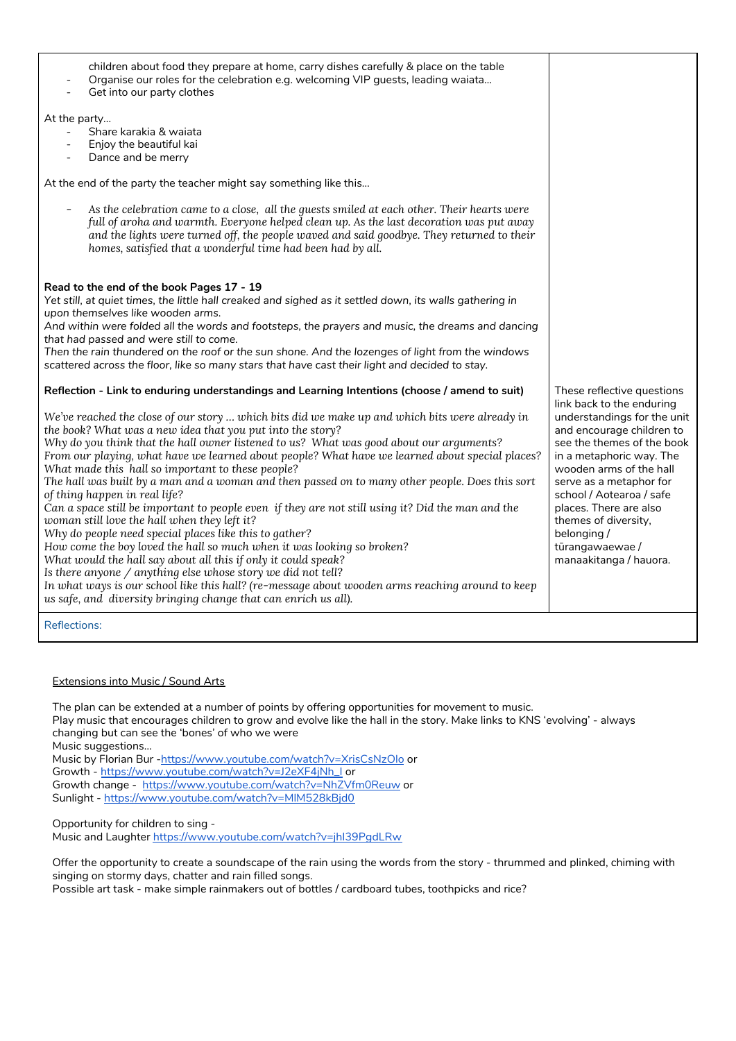| | |
|---|---|
| children about food they prepare at home, carry dishes carefully & place on the table<br>- Organise our roles for the celebration e.g. welcoming VIP guests, leading waiata…<br>- Get into our party clothes<br><br>At the party…<br>- Share karakia & waiata<br>- Enjoy the beautiful kai<br>- Dance and be merry<br><br>At the end of the party the teacher might say something like this…<br><br>- *As the celebration came to a close, all the guests smiled at each other. Their hearts were full of aroha and warmth. Everyone helped clean up. As the last decoration was put away and the lights were turned off, the people waved and said goodbye. They returned to their homes, satisfied that a wonderful time had been had by all.*<br><br>**Read to the end of the book Pages 17 - 19**<br>*Yet still, at quiet times, the little hall creaked and sighed as it settled down, its walls gathering in upon themselves like wooden arms.*<br>*And within were folded all the words and footsteps, the prayers and music, the dreams and dancing that had passed and were still to come.*<br>*Then the rain thundered on the roof or the sun shone. And the lozenges of light from the windows scattered across the floor, like so many stars that have cast their light and decided to stay.* | |
| **Reflection - Link to enduring understandings and Learning Intentions (choose / amend to suit)**<br><br>*We've reached the close of our story … which bits did we make up and which bits were already in the book? What was a new idea that you put into the story?*<br>*Why do you think that the hall owner listened to us? What was good about our arguments?*<br>*From our playing, what have we learned about people? What have we learned about special places? What made this hall so important to these people?*<br>*The hall was built by a man and a woman and then passed on to many other people. Does this sort of thing happen in real life?*<br>*Can a space still be important to people even if they are not still using it? Did the man and the woman still love the hall when they left it?*<br>*Why do people need special places like this to gather?*<br>*How come the boy loved the hall so much when it was looking so broken?*<br>*What would the hall say about all this if only it could speak?*<br>*Is there anyone / anything else whose story we did not tell?*<br>*In what ways is our school like this hall? (re-message about wooden arms reaching around to keep us safe, and diversity bringing change that can enrich us all).* | These reflective questions link back to the enduring understandings for the unit and encourage children to see the themes of the book in a metaphoric way. The wooden arms of the hall serve as a metaphor for school / Aotearoa / safe places. There are also themes of diversity, belonging / tūrangawaewae / manaakitanga / hauora. |
| Reflections: | |

<u>Extensions into Music / Sound Arts</u>

The plan can be extended at a number of points by offering opportunities for movement to music.
Play music that encourages children to grow and evolve like the hall in the story. Make links to KNS 'evolving' - always changing but can see the 'bones' of who we were
Music suggestions…
Music by Florian Bur -https://www.youtube.com/watch?v=XrisCsNzOlo or
Growth - https://www.youtube.com/watch?v=J2eXF4jNh_I or
Growth change - https://www.youtube.com/watch?v=NhZVfm0Reuw or
Sunlight - https://www.youtube.com/watch?v=MlM528kBjd0

Opportunity for children to sing -
Music and Laughter https://www.youtube.com/watch?v=jhI39PgdLRw

Offer the opportunity to create a soundscape of the rain using the words from the story - thrummed and plinked, chiming with singing on stormy days, chatter and rain filled songs.
Possible art task - make simple rainmakers out of bottles / cardboard tubes, toothpicks and rice?